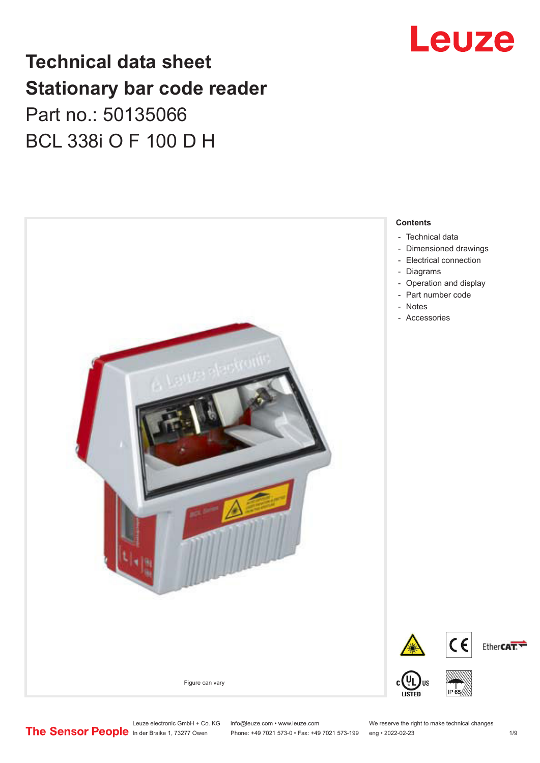# Technical data sheet
# Stationary bar code reader

Part no.: 50135066

BCL 338i O F 100 D H

Figure can vary

**Contents**

- Technical data
- Dimensioned drawings
- Electrical connection
- Diagrams
- Operation and display
- Part number code
- Notes
- Accessories

Leuze electronic GmbH + Co. KG
In der Braike 1, 73277 Owen

info@leuze.com • www.leuze.com
Phone: +49 7021 573-0 • Fax: +49 7021 573-199

We reserve the right to make technical changes
eng • 2022-02-23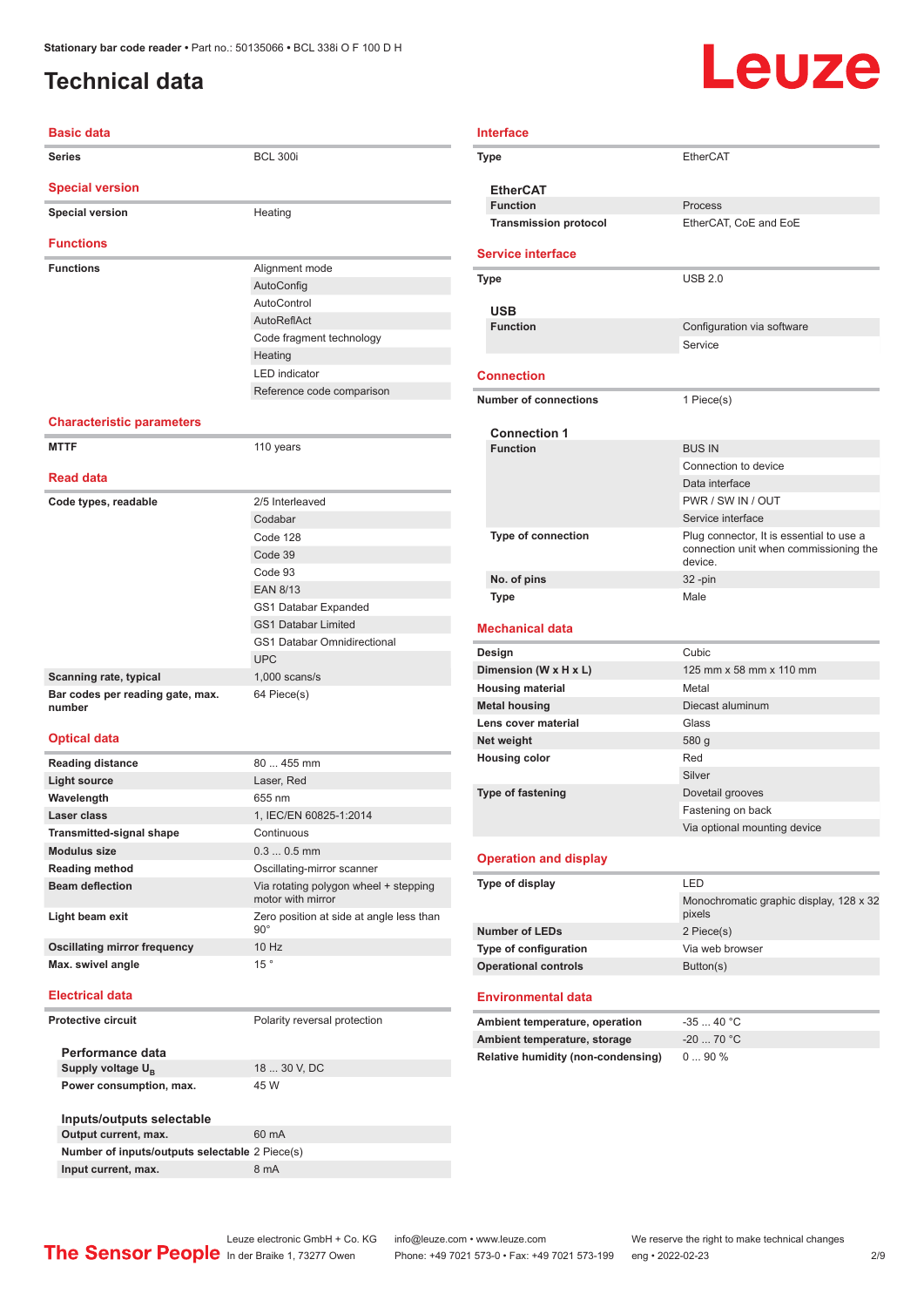Stationary bar code reader • Part no.: 50135066 • BCL 338i O F 100 D H

# Technical data

## Basic data

| | |
|---|---|
| Series | BCL 300i |

## Special version

| | |
|---|---|
| Special version | Heating |

## Functions

| | |
|---|---|
| Functions | Alignment mode |
| | AutoConfig |
| | AutoControl |
| | AutoReflAct |
| | Code fragment technology |
| | Heating |
| | LED indicator |
| | Reference code comparison |

## Characteristic parameters

| | |
|---|---|
| MTTF | 110 years |

## Read data

| | |
|---|---|
| Code types, readable | 2/5 Interleaved |
| | Codabar |
| | Code 128 |
| | Code 39 |
| | Code 93 |
| | EAN 8/13 |
| | GS1 Databar Expanded |
| | GS1 Databar Limited |
| | GS1 Databar Omnidirectional |
| | UPC |
| Scanning rate, typical | 1,000 scans/s |
| Bar codes per reading gate, max. number | 64 Piece(s) |

## Optical data

| | |
|---|---|
| Reading distance | 80 ... 455 mm |
| Light source | Laser, Red |
| Wavelength | 655 nm |
| Laser class | 1, IEC/EN 60825-1:2014 |
| Transmitted-signal shape | Continuous |
| Modulus size | 0.3 ... 0.5 mm |
| Reading method | Oscillating-mirror scanner |
| Beam deflection | Via rotating polygon wheel + stepping motor with mirror |
| Light beam exit | Zero position at side at angle less than 90° |
| Oscillating mirror frequency | 10 Hz |
| Max. swivel angle | 15 ° |

## Electrical data

| | |
|---|---|
| Protective circuit | Polarity reversal protection |

### Performance data

| | |
|---|---|
| Supply voltage $U_B$ | 18 ... 30 V, DC |
| Power consumption, max. | 45 W |

### Inputs/outputs selectable

| | |
|---|---|
| Output current, max. | 60 mA |
| Number of inputs/outputs selectable | 2 Piece(s) |
| Input current, max. | 8 mA |

## Interface

| | |
|---|---|
| Type | EtherCAT |

### EtherCAT

| | |
|---|---|
| Function | Process |
| Transmission protocol | EtherCAT, CoE and EoE |

## Service interface

| | |
|---|---|
| Type | USB 2.0 |

### USB

| | |
|---|---|
| Function | Configuration via software |
| | Service |

## Connection

| | |
|---|---|
| Number of connections | 1 Piece(s) |

### Connection 1

| | |
|---|---|
| Function | BUS IN |
| | Connection to device |
| | Data interface |
| | PWR / SW IN / OUT |
| | Service interface |
| Type of connection | Plug connector, It is essential to use a connection unit when commissioning the device. |
| No. of pins | 32 -pin |
| Type | Male |

## Mechanical data

| | |
|---|---|
| Design | Cubic |
| Dimension (W x H x L) | 125 mm x 58 mm x 110 mm |
| Housing material | Metal |
| Metal housing | Diecast aluminum |
| Lens cover material | Glass |
| Net weight | 580 g |
| Housing color | Red |
| | Silver |
| Type of fastening | Dovetail grooves |
| | Fastening on back |
| | Via optional mounting device |

## Operation and display

| | |
|---|---|
| Type of display | LED |
| | Monochromatic graphic display, 128 x 32 pixels |
| Number of LEDs | 2 Piece(s) |
| Type of configuration | Via web browser |
| Operational controls | Button(s) |

## Environmental data

| | |
|---|---|
| Ambient temperature, operation | -35 ... 40 °C |
| Ambient temperature, storage | -20 ... 70 °C |
| Relative humidity (non-condensing) | 0 ... 90 % |

The Sensor People — Leuze electronic GmbH + Co. KG, In der Braike 1, 73277 Owen — info@leuze.com • www.leuze.com — Phone: +49 7021 573-0 • Fax: +49 7021 573-199 — We reserve the right to make technical changes — eng • 2022-02-23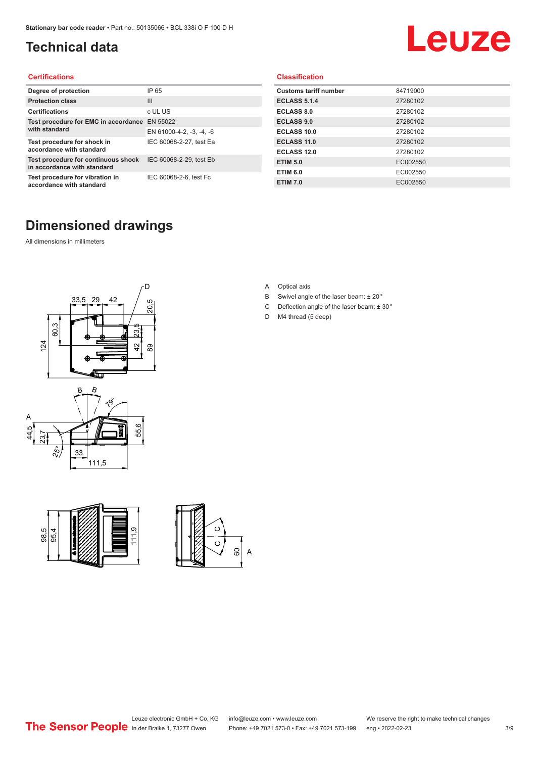# Technical data

## Certifications

| | |
|---|---|
| Degree of protection | IP 65 |
| Protection class | III |
| Certifications | c UL US |
| Test procedure for EMC in accordance with standard | EN 55022 |
| | EN 61000-4-2, -3, -4, -6 |
| Test procedure for shock in accordance with standard | IEC 60068-2-27, test Ea |
| Test procedure for continuous shock in accordance with standard | IEC 60068-2-29, test Eb |
| Test procedure for vibration in accordance with standard | IEC 60068-2-6, test Fc |

## Classification

| | |
|---|---|
| Customs tariff number | 84719000 |
| ECLASS 5.1.4 | 27280102 |
| ECLASS 8.0 | 27280102 |
| ECLASS 9.0 | 27280102 |
| ECLASS 10.0 | 27280102 |
| ECLASS 11.0 | 27280102 |
| ECLASS 12.0 | 27280102 |
| ETIM 5.0 | EC002550 |
| ETIM 6.0 | EC002550 |
| ETIM 7.0 | EC002550 |

# Dimensioned drawings

All dimensions in millimeters

33,5 29 42
D
20,5
60,3
124
23,5
42
89
B B
79°
A
44,5
23,7
25°
33
111,5
55,6
98,5
95,4
111,9
C
C
60
A

A Optical axis
B Swivel angle of the laser beam: ± 20 °
C Deflection angle of the laser beam: ± 30 °
D M4 thread (5 deep)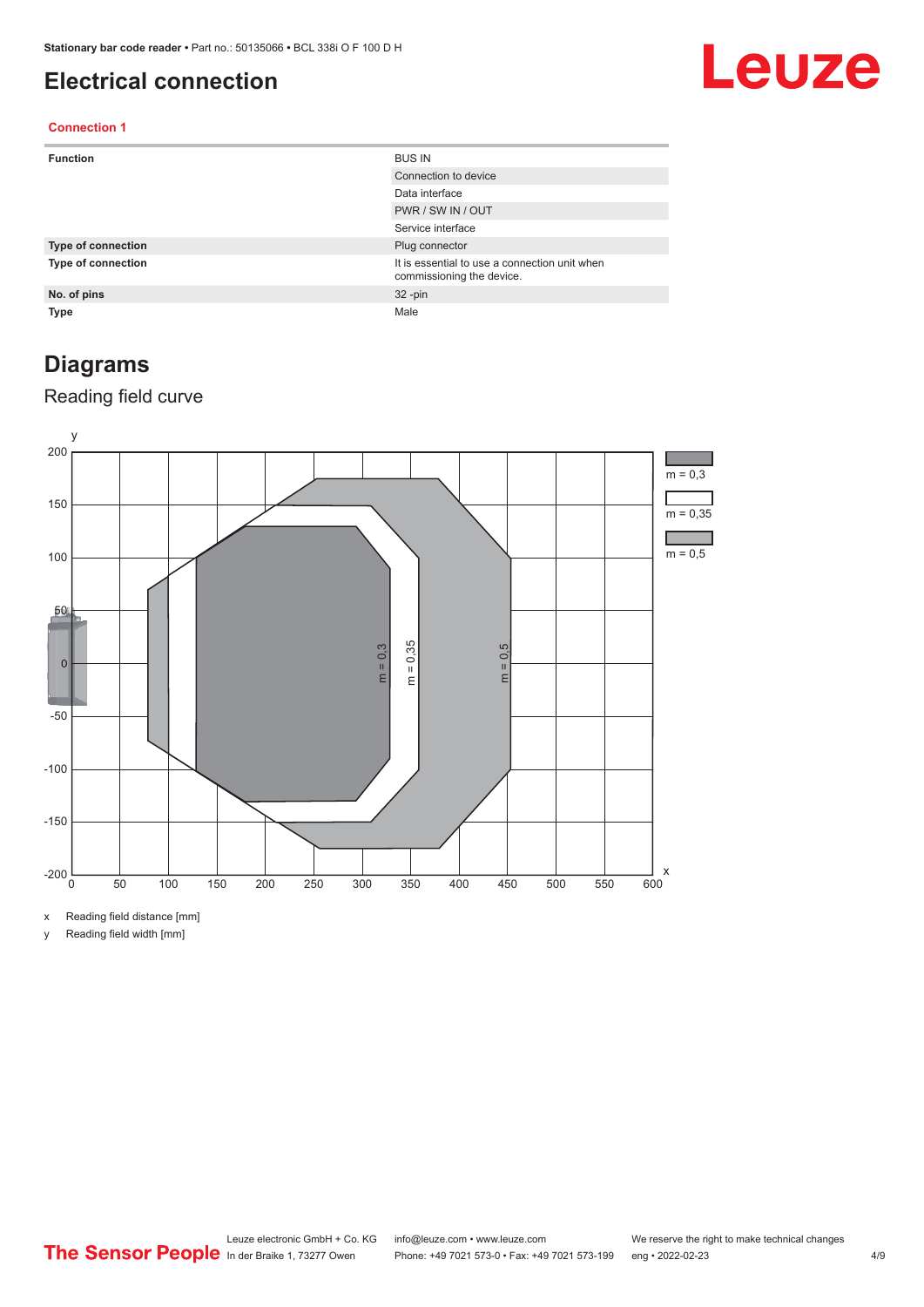# Electrical connection

## Connection 1

| | |
|---|---|
| **Function** | BUS IN |
| | Connection to device |
| | Data interface |
| | PWR / SW IN / OUT |
| | Service interface |
| **Type of connection** | Plug connector |
| **Type of connection** | It is essential to use a connection unit when commissioning the device. |
| **No. of pins** | 32 -pin |
| **Type** | Male |

# Diagrams

## Reading field curve

y

200
150
100
50
0
-50
-100
-150
-200

0 50 100 150 200 250 300 350 400 450 500 550 600 x

m = 0,3
m = 0,35
m = 0,5

x Reading field distance [mm]

y Reading field width [mm]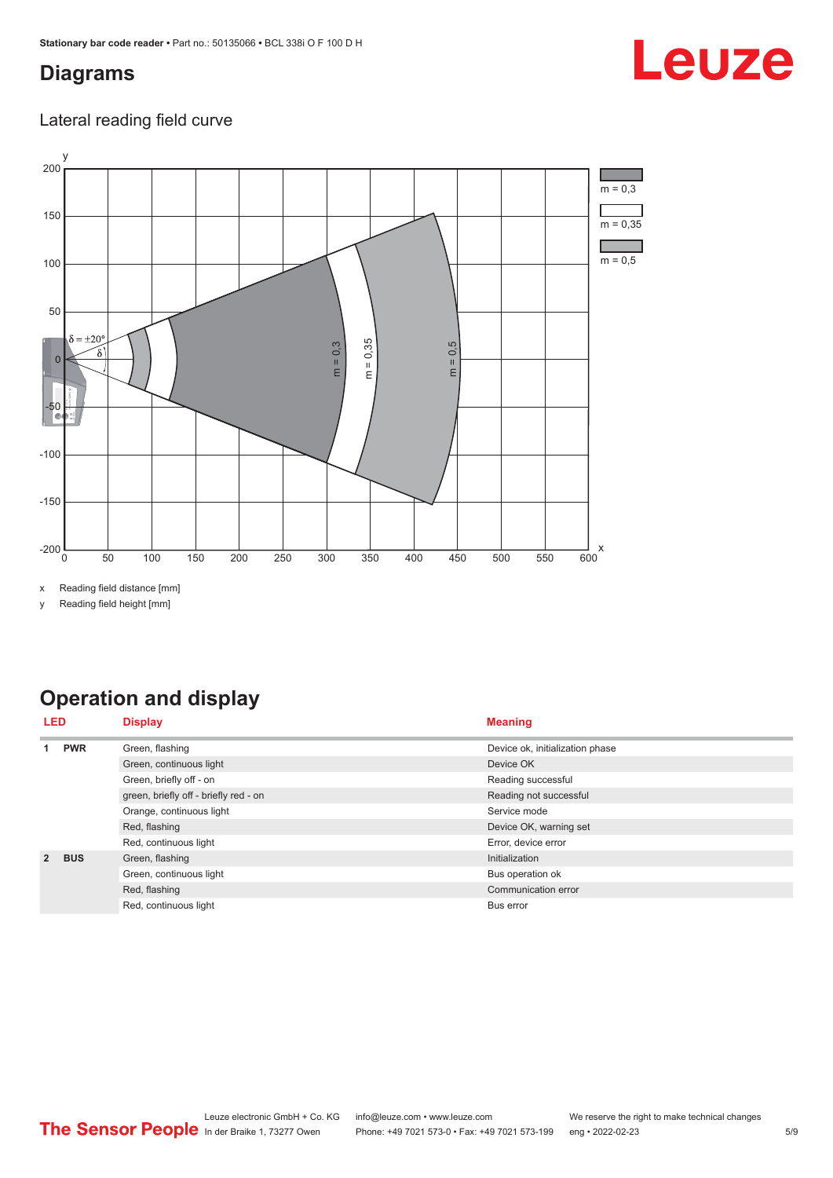## Diagrams

### Lateral reading field curve

y

200
150
100
50
0
-50
-100
-150
-200

0 50 100 150 200 250 300 350 400 450 500 550 600 x

δ = ±20°

δ

m = 0,3

m = 0,35

m = 0,5

m = 0,3

m = 0,35

m = 0,5

x Reading field distance [mm]

y Reading field height [mm]

## Operation and display

| LED | | Display | Meaning |
|---|---|---|---|
| 1 | PWR | Green, flashing | Device ok, initialization phase |
| | | Green, continuous light | Device OK |
| | | Green, briefly off - on | Reading successful |
| | | green, briefly off - briefly red - on | Reading not successful |
| | | Orange, continuous light | Service mode |
| | | Red, flashing | Device OK, warning set |
| | | Red, continuous light | Error, device error |
| 2 | BUS | Green, flashing | Initialization |
| | | Green, continuous light | Bus operation ok |
| | | Red, flashing | Communication error |
| | | Red, continuous light | Bus error |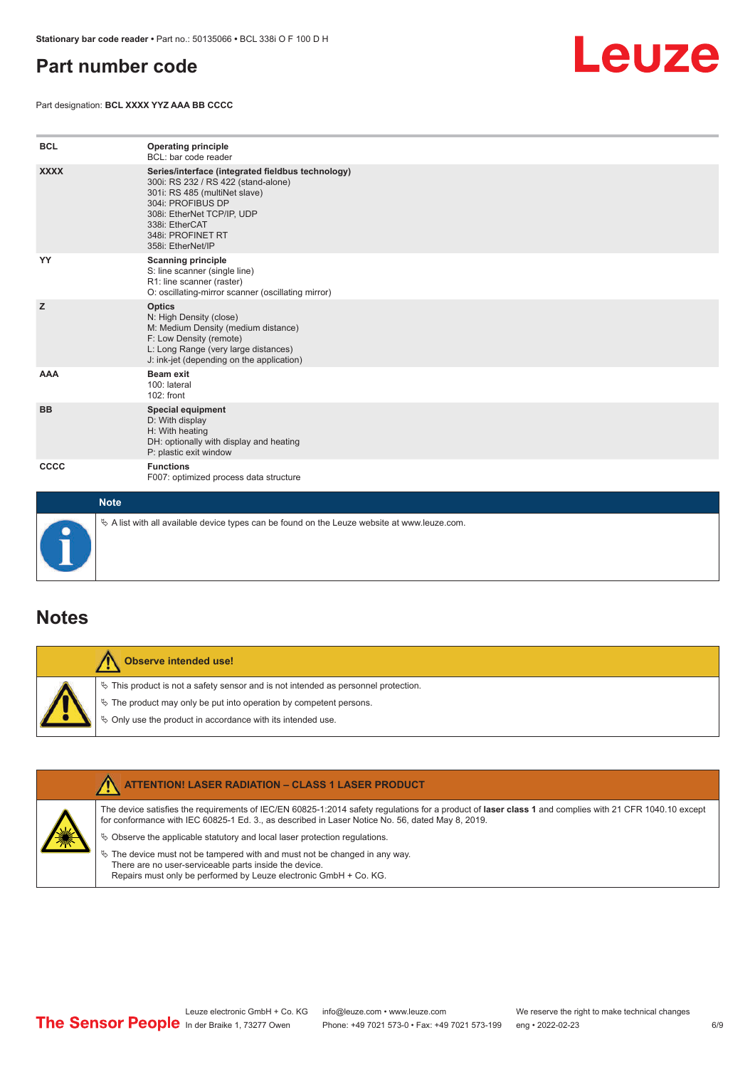# Part number code

Part designation: **BCL XXXX YYZ AAA BB CCCC**

| | |
|---|---|
| **BCL** | **Operating principle**<br>BCL: bar code reader |
| **XXXX** | **Series/interface (integrated fieldbus technology)**<br>300i: RS 232 / RS 422 (stand-alone)<br>301i: RS 485 (multiNet slave)<br>304i: PROFIBUS DP<br>308i: EtherNet TCP/IP, UDP<br>338i: EtherCAT<br>348i: PROFINET RT<br>358i: EtherNet/IP |
| **YY** | **Scanning principle**<br>S: line scanner (single line)<br>R1: line scanner (raster)<br>O: oscillating-mirror scanner (oscillating mirror) |
| **Z** | **Optics**<br>N: High Density (close)<br>M: Medium Density (medium distance)<br>F: Low Density (remote)<br>L: Long Range (very large distances)<br>J: ink-jet (depending on the application) |
| **AAA** | **Beam exit**<br>100: lateral<br>102: front |
| **BB** | **Special equipment**<br>D: With display<br>H: With heating<br>DH: optionally with display and heating<br>P: plastic exit window |
| **CCCC** | **Functions**<br>F007: optimized process data structure |

**Note**

- A list with all available device types can be found on the Leuze website at www.leuze.com.

# Notes

**Observe intended use!**

- This product is not a safety sensor and is not intended as personnel protection.
- The product may only be put into operation by competent persons.
- Only use the product in accordance with its intended use.

**ATTENTION! LASER RADIATION – CLASS 1 LASER PRODUCT**

The device satisfies the requirements of IEC/EN 60825-1:2014 safety regulations for a product of **laser class 1** and complies with 21 CFR 1040.10 except for conformance with IEC 60825-1 Ed. 3., as described in Laser Notice No. 56, dated May 8, 2019.

- Observe the applicable statutory and local laser protection regulations.
- The device must not be tampered with and must not be changed in any way.
  There are no user-serviceable parts inside the device.
  Repairs must only be performed by Leuze electronic GmbH + Co. KG.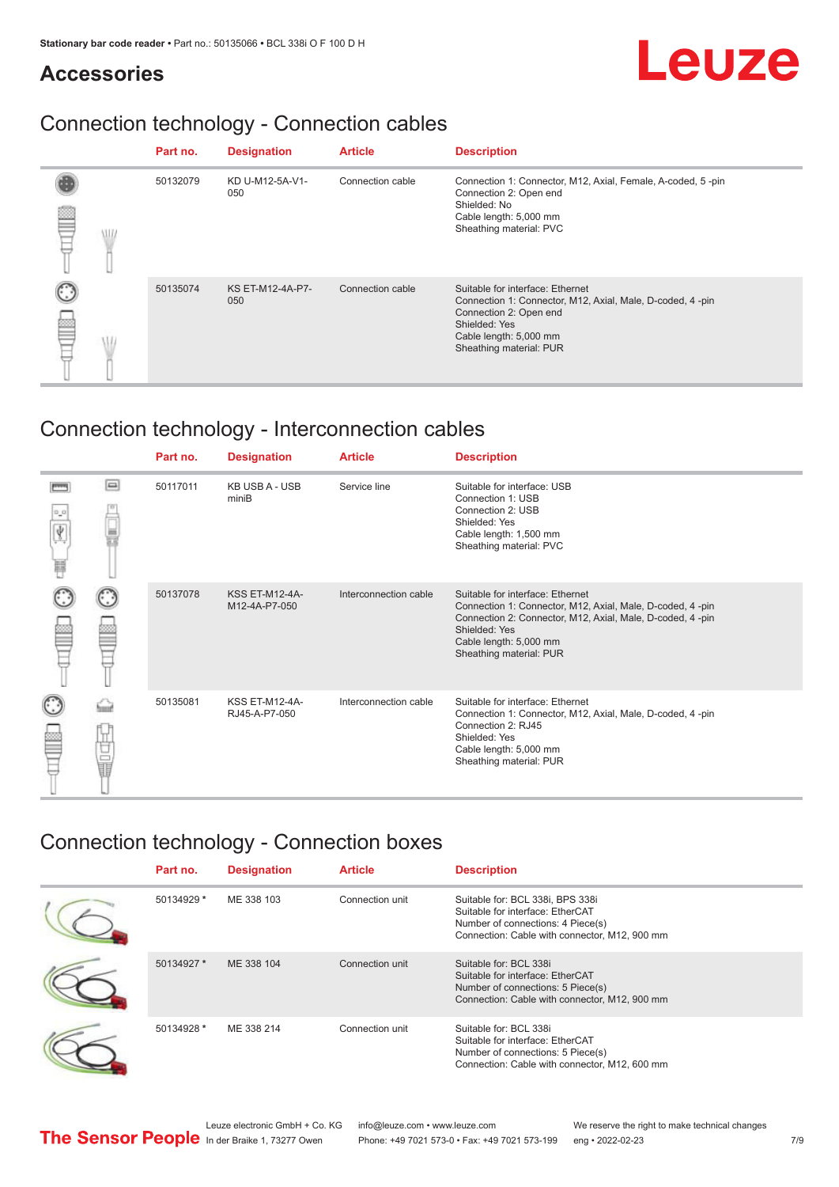## Accessories

### Connection technology - Connection cables

| Part no. | Designation | Article | Description |
|---|---|---|---|
| 50132079 | KD U-M12-5A-V1-050 | Connection cable | Connection 1: Connector, M12, Axial, Female, A-coded, 5 -pin<br>Connection 2: Open end<br>Shielded: No<br>Cable length: 5,000 mm<br>Sheathing material: PVC |
| 50135074 | KS ET-M12-4A-P7-050 | Connection cable | Suitable for interface: Ethernet<br>Connection 1: Connector, M12, Axial, Male, D-coded, 4 -pin<br>Connection 2: Open end<br>Shielded: Yes<br>Cable length: 5,000 mm<br>Sheathing material: PUR |

### Connection technology - Interconnection cables

| Part no. | Designation | Article | Description |
|---|---|---|---|
| 50117011 | KB USB A - USB miniB | Service line | Suitable for interface: USB<br>Connection 1: USB<br>Connection 2: USB<br>Shielded: Yes<br>Cable length: 1,500 mm<br>Sheathing material: PVC |
| 50137078 | KSS ET-M12-4A-M12-4A-P7-050 | Interconnection cable | Suitable for interface: Ethernet<br>Connection 1: Connector, M12, Axial, Male, D-coded, 4 -pin<br>Connection 2: Connector, M12, Axial, Male, D-coded, 4 -pin<br>Shielded: Yes<br>Cable length: 5,000 mm<br>Sheathing material: PUR |
| 50135081 | KSS ET-M12-4A-RJ45-A-P7-050 | Interconnection cable | Suitable for interface: Ethernet<br>Connection 1: Connector, M12, Axial, Male, D-coded, 4 -pin<br>Connection 2: RJ45<br>Shielded: Yes<br>Cable length: 5,000 mm<br>Sheathing material: PUR |

### Connection technology - Connection boxes

| Part no. | Designation | Article | Description |
|---|---|---|---|
| 50134929 * | ME 338 103 | Connection unit | Suitable for: BCL 338i, BPS 338i<br>Suitable for interface: EtherCAT<br>Number of connections: 4 Piece(s)<br>Connection: Cable with connector, M12, 900 mm |
| 50134927 * | ME 338 104 | Connection unit | Suitable for: BCL 338i<br>Suitable for interface: EtherCAT<br>Number of connections: 5 Piece(s)<br>Connection: Cable with connector, M12, 900 mm |
| 50134928 * | ME 338 214 | Connection unit | Suitable for: BCL 338i<br>Suitable for interface: EtherCAT<br>Number of connections: 5 Piece(s)<br>Connection: Cable with connector, M12, 600 mm |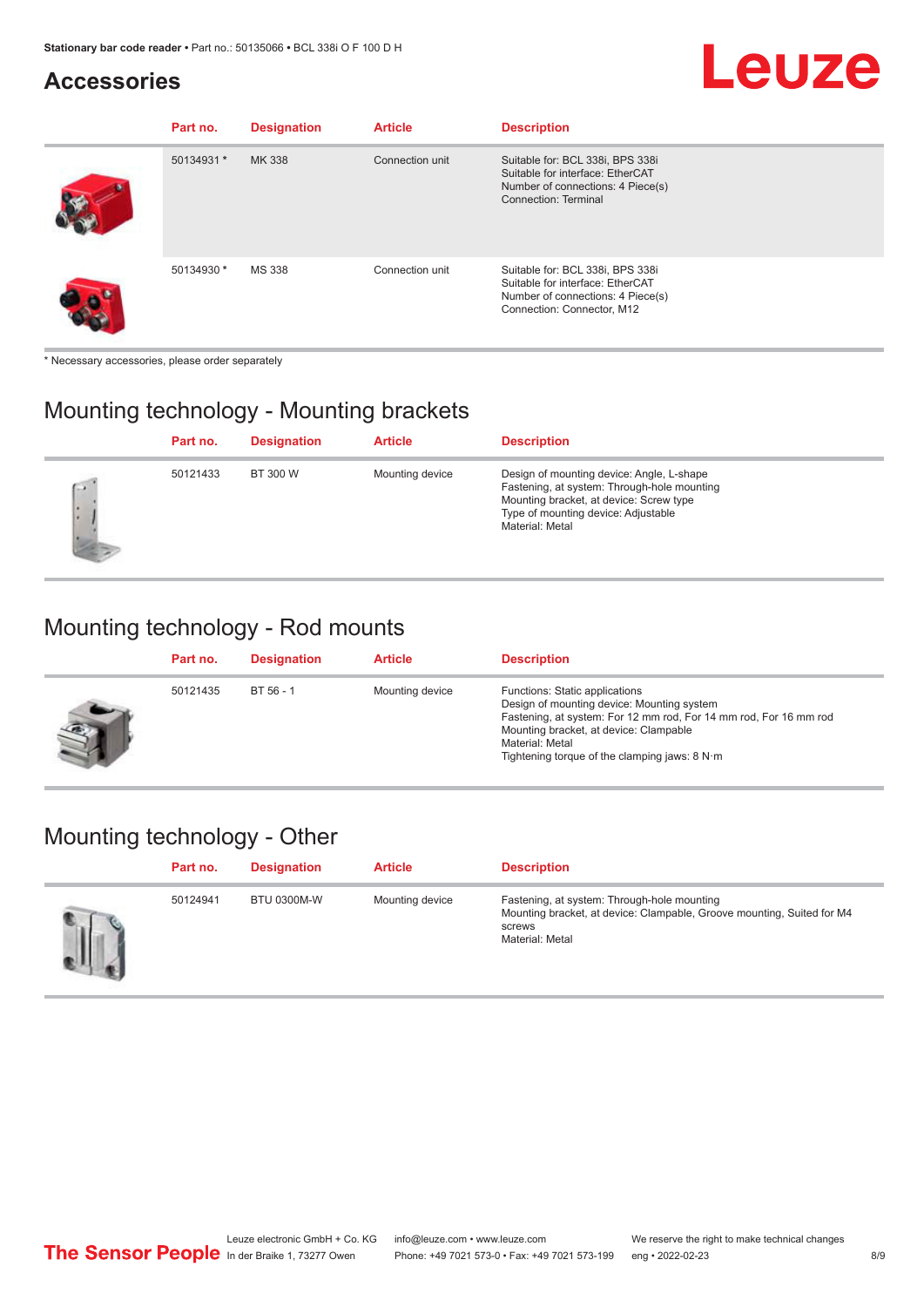## Accessories

| Part no. | Designation | Article | Description |
|---|---|---|---|
| 50134931 * | MK 338 | Connection unit | Suitable for: BCL 338i, BPS 338i<br>Suitable for interface: EtherCAT<br>Number of connections: 4 Piece(s)<br>Connection: Terminal |
| 50134930 * | MS 338 | Connection unit | Suitable for: BCL 338i, BPS 338i<br>Suitable for interface: EtherCAT<br>Number of connections: 4 Piece(s)<br>Connection: Connector, M12 |

\* Necessary accessories, please order separately

## Mounting technology - Mounting brackets

| Part no. | Designation | Article | Description |
|---|---|---|---|
| 50121433 | BT 300 W | Mounting device | Design of mounting device: Angle, L-shape<br>Fastening, at system: Through-hole mounting<br>Mounting bracket, at device: Screw type<br>Type of mounting device: Adjustable<br>Material: Metal |

## Mounting technology - Rod mounts

| Part no. | Designation | Article | Description |
|---|---|---|---|
| 50121435 | BT 56 - 1 | Mounting device | Functions: Static applications<br>Design of mounting device: Mounting system<br>Fastening, at system: For 12 mm rod, For 14 mm rod, For 16 mm rod<br>Mounting bracket, at device: Clampable<br>Material: Metal<br>Tightening torque of the clamping jaws: 8 N·m |

## Mounting technology - Other

| Part no. | Designation | Article | Description |
|---|---|---|---|
| 50124941 | BTU 0300M-W | Mounting device | Fastening, at system: Through-hole mounting<br>Mounting bracket, at device: Clampable, Groove mounting, Suited for M4 screws<br>Material: Metal |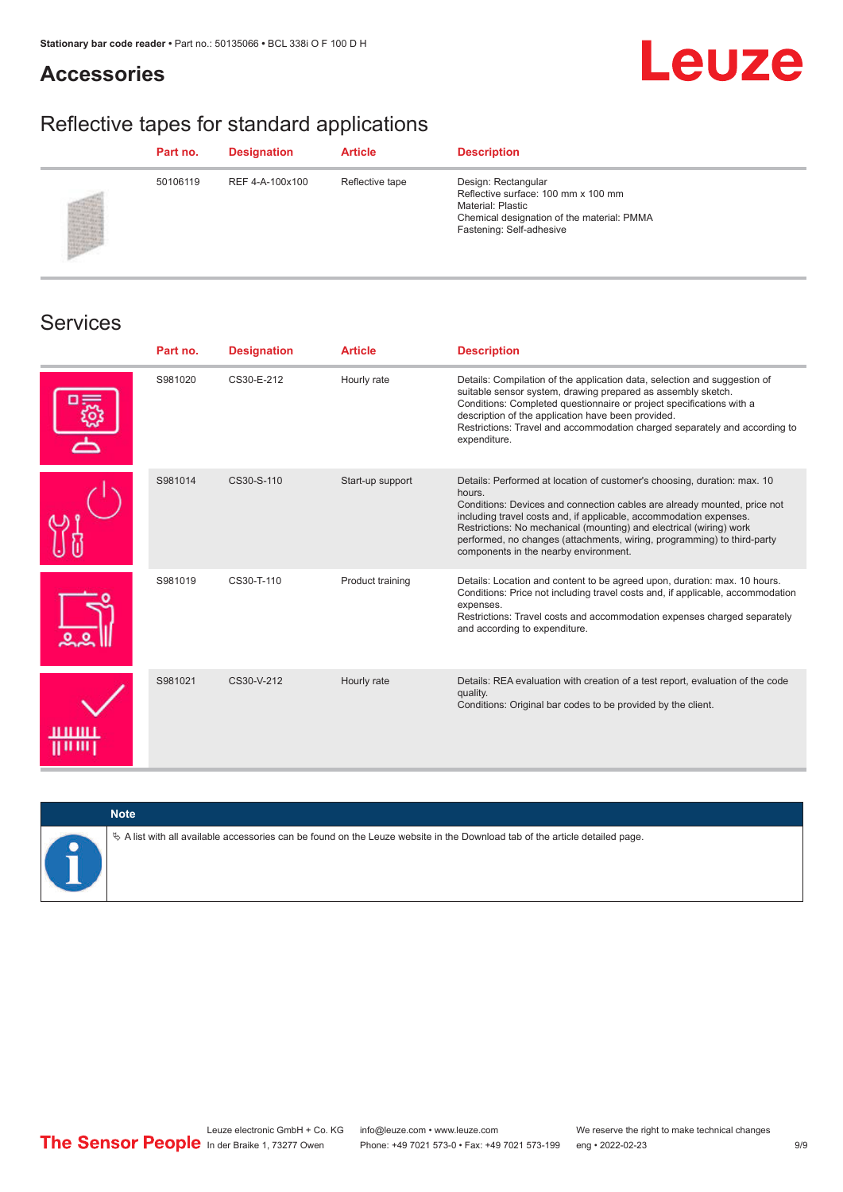## Accessories

### Reflective tapes for standard applications

| | Part no. | Designation | Article | Description |
|---|---|---|---|---|
| | 50106119 | REF 4-A-100x100 | Reflective tape | Design: Rectangular<br>Reflective surface: 100 mm x 100 mm<br>Material: Plastic<br>Chemical designation of the material: PMMA<br>Fastening: Self-adhesive |

### Services

| | Part no. | Designation | Article | Description |
|---|---|---|---|---|
| | S981020 | CS30-E-212 | Hourly rate | Details: Compilation of the application data, selection and suggestion of suitable sensor system, drawing prepared as assembly sketch.<br>Conditions: Completed questionnaire or project specifications with a description of the application have been provided.<br>Restrictions: Travel and accommodation charged separately and according to expenditure. |
| | S981014 | CS30-S-110 | Start-up support | Details: Performed at location of customer's choosing, duration: max. 10 hours.<br>Conditions: Devices and connection cables are already mounted, price not including travel costs and, if applicable, accommodation expenses.<br>Restrictions: No mechanical (mounting) and electrical (wiring) work performed, no changes (attachments, wiring, programming) to third-party components in the nearby environment. |
| | S981019 | CS30-T-110 | Product training | Details: Location and content to be agreed upon, duration: max. 10 hours.<br>Conditions: Price not including travel costs and, if applicable, accommodation expenses.<br>Restrictions: Travel costs and accommodation expenses charged separately and according to expenditure. |
| | S981021 | CS30-V-212 | Hourly rate | Details: REA evaluation with creation of a test report, evaluation of the code quality.<br>Conditions: Original bar codes to be provided by the client. |

**Note**

A list with all available accessories can be found on the Leuze website in the Download tab of the article detailed page.